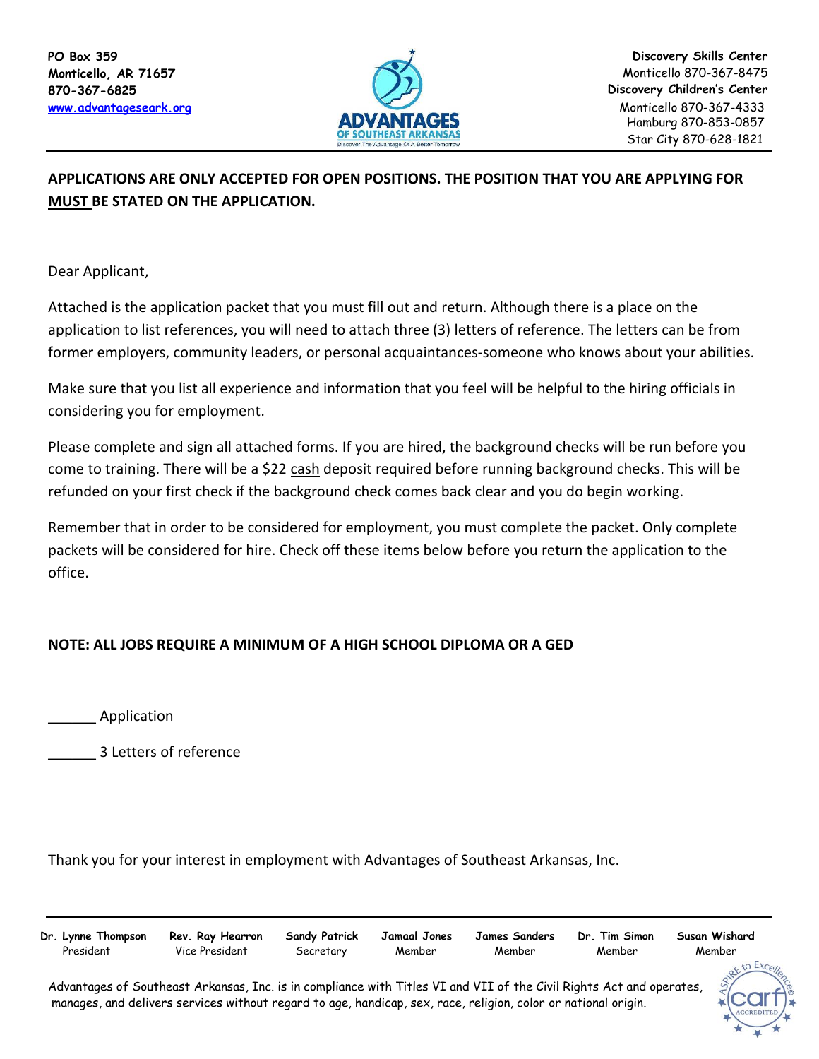PO Box 359
Monticello, AR 71657
870-367-6825
www.advantagesark.org

ADVANTAGES OF SOUTHEAST ARKANSAS
Discover The Advantage Of A Better Tomorrow

**Discovery Skills Center**
Monticello 870-367-8475
**Discovery Children's Center**
Monticello 870-367-4333
Hamburg 870-853-0857
Star City 870-628-1821

**APPLICATIONS ARE ONLY ACCEPTED FOR OPEN POSITIONS. THE POSITION THAT YOU ARE APPLYING FOR MUST BE STATED ON THE APPLICATION.**

Dear Applicant,

Attached is the application packet that you must fill out and return. Although there is a place on the application to list references, you will need to attach three (3) letters of reference. The letters can be from former employers, community leaders, or personal acquaintances-someone who knows about your abilities.

Make sure that you list all experience and information that you feel will be helpful to the hiring officials in considering you for employment.

Please complete and sign all attached forms. If you are hired, the background checks will be run before you come to training. There will be a $22 cash deposit required before running background checks. This will be refunded on your first check if the background check comes back clear and you do begin working.

Remember that in order to be considered for employment, you must complete the packet. Only complete packets will be considered for hire. Check off these items below before you return the application to the office.

**NOTE: ALL JOBS REQUIRE A MINIMUM OF A HIGH SCHOOL DIPLOMA OR A GED**

______ Application

______ 3 Letters of reference

Thank you for your interest in employment with Advantages of Southeast Arkansas, Inc.

| Dr. Lynne Thompson | Rev. Ray Hearron | Sandy Patrick | Jamaal Jones | James Sanders | Dr. Tim Simon | Susan Wishard |
|---|---|---|---|---|---|---|
| President | Vice President | Secretary | Member | Member | Member | Member |

Advantages of Southeast Arkansas, Inc. is in compliance with Titles VI and VII of the Civil Rights Act and operates, manages, and delivers services without regard to age, handicap, sex, race, religion, color or national origin.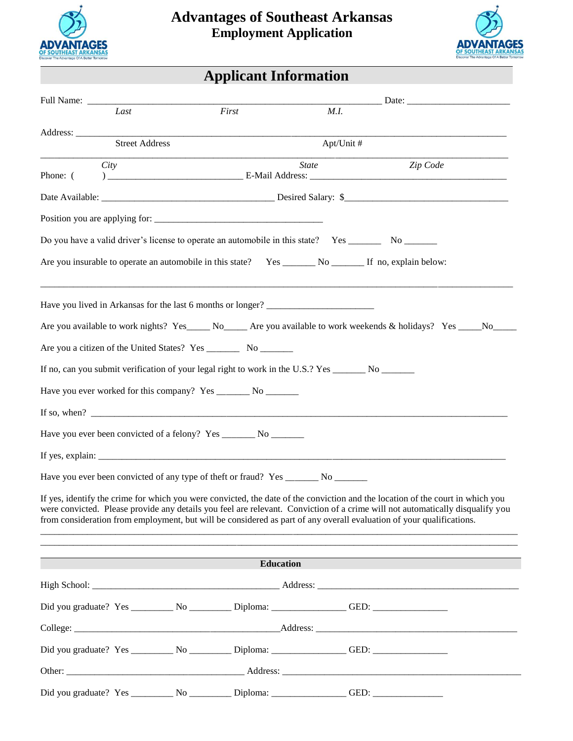# Advantages of Southeast Arkansas
## Employment Application

## Applicant Information

Full Name: ______________________________________________ Date: ____________________
*Last* *First* *M.I.*

Address: ______________________________________________________________________
Street Address Apt/Unit #

______________________________________________________________________________
*City* *State* *Zip Code*

Phone: ( ) ________________________ E-Mail Address: ____________________________________

Date Available: ________________________________ Desired Salary: $______________________________

Position you are applying for: ________________________________

Do you have a valid driver's license to operate an automobile in this state? Yes _______ No _______

Are you insurable to operate an automobile in this state? Yes _______ No _______ If no, explain below:

______________________________________________________________________________

Have you lived in Arkansas for the last 6 months or longer? ____________________

Are you available to work nights? Yes_____ No_____ Are you available to work weekends & holidays? Yes _____No_____

Are you a citizen of the United States? Yes _______ No _______

If no, can you submit verification of your legal right to work in the U.S.? Yes _______ No _______

Have you ever worked for this company? Yes _______ No _______

If so, when? ______________________________________________________________________

Have you ever been convicted of a felony? Yes _______ No _______

If yes, explain: ______________________________________________________________________

Have you ever been convicted of any type of theft or fraud? Yes _______ No _______

If yes, identify the crime for which you were convicted, the date of the conviction and the location of the court in which you were convicted. Please provide any details you feel are relevant. Conviction of a crime will not automatically disqualify you from consideration from employment, but will be considered as part of any overall evaluation of your qualifications.

______________________________________________________________________________

______________________________________________________________________________

### Education

High School: ____________________________________ Address: ________________________________________

Did you graduate? Yes _________ No _________ Diploma: _______________ GED: _______________

College: ________________________________________Address: ________________________________________

Did you graduate? Yes _________ No _________ Diploma: _______________ GED: _______________

Other: __________________________________ Address: ______________________________________________

Did you graduate? Yes _________ No _________ Diploma: _______________ GED: _______________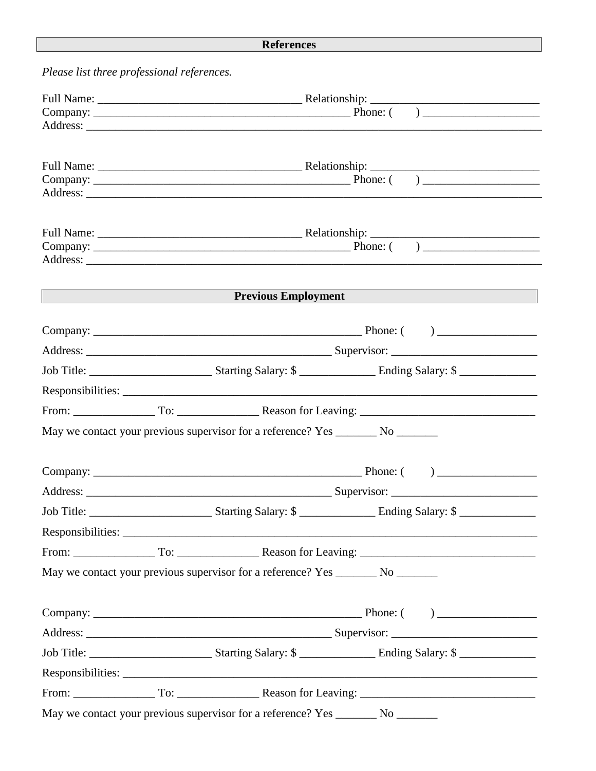## References

*Please list three professional references.*

Full Name: ___________________________________ Relationship: _____________________________
Company: ____________________________________________ Phone: (      ) ____________________
Address: _______________________________________________________________________________

Full Name: ___________________________________ Relationship: _____________________________
Company: ____________________________________________ Phone: (      ) ____________________
Address: _______________________________________________________________________________

Full Name: ___________________________________ Relationship: _____________________________
Company: ____________________________________________ Phone: (      ) ____________________
Address: _______________________________________________________________________________

## Previous Employment

Company: ______________________________________________ Phone: (      ) _________________

Address: ___________________________________________ Supervisor: _________________________

Job Title: _____________________ Starting Salary: $ _____________ Ending Salary: $ _____________

Responsibilities: ____________________________________________________________________

From: ______________ To: ______________ Reason for Leaving: ______________________________

May we contact your previous supervisor for a reference? Yes _______ No _______

Company: ______________________________________________ Phone: (      ) _________________

Address: ___________________________________________ Supervisor: _________________________

Job Title: _____________________ Starting Salary: $ _____________ Ending Salary: $ _____________

Responsibilities: ____________________________________________________________________

From: ______________ To: ______________ Reason for Leaving: ______________________________

May we contact your previous supervisor for a reference? Yes _______ No _______

Company: ______________________________________________ Phone: (      ) _________________

Address: ___________________________________________ Supervisor: _________________________

Job Title: _____________________ Starting Salary: $ _____________ Ending Salary: $ _____________

Responsibilities: ____________________________________________________________________

From: ______________ To: ______________ Reason for Leaving: ______________________________

May we contact your previous supervisor for a reference? Yes _______ No _______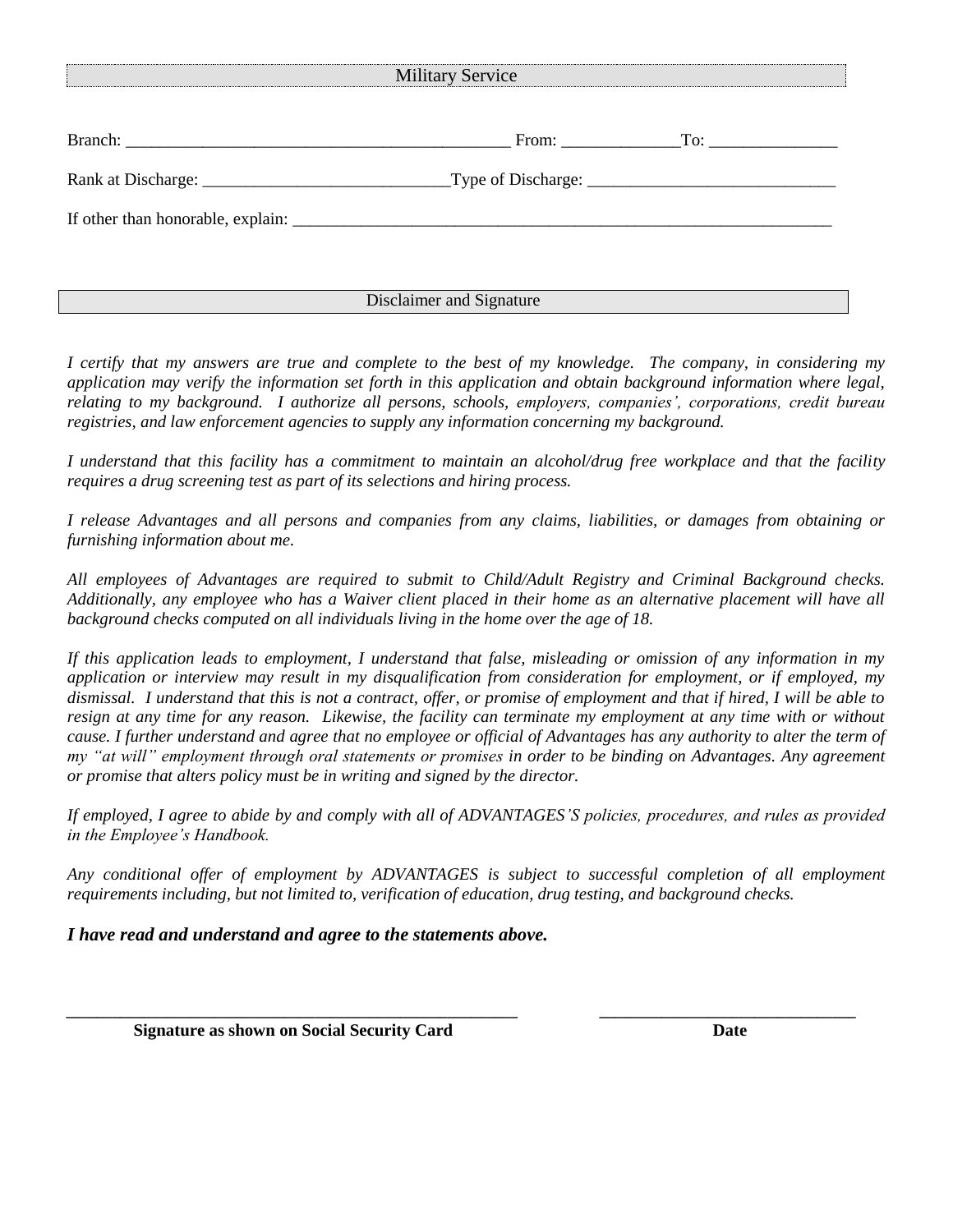## Military Service

Branch: ____________________________________________ From: _____________To: _______________

Rank at Discharge: ____________________________Type of Discharge: _____________________________

If other than honorable, explain: _______________________________________________________________

## Disclaimer and Signature

*I certify that my answers are true and complete to the best of my knowledge. The company, in considering my application may verify the information set forth in this application and obtain background information where legal, relating to my background. I authorize all persons, schools, employers, companies', corporations, credit bureau registries, and law enforcement agencies to supply any information concerning my background.*

*I understand that this facility has a commitment to maintain an alcohol/drug free workplace and that the facility requires a drug screening test as part of its selections and hiring process.*

*I release Advantages and all persons and companies from any claims, liabilities, or damages from obtaining or furnishing information about me.*

*All employees of Advantages are required to submit to Child/Adult Registry and Criminal Background checks. Additionally, any employee who has a Waiver client placed in their home as an alternative placement will have all background checks computed on all individuals living in the home over the age of 18.*

*If this application leads to employment, I understand that false, misleading or omission of any information in my application or interview may result in my disqualification from consideration for employment, or if employed, my dismissal. I understand that this is not a contract, offer, or promise of employment and that if hired, I will be able to resign at any time for any reason. Likewise, the facility can terminate my employment at any time with or without cause. I further understand and agree that no employee or official of Advantages has any authority to alter the term of my "at will" employment through oral statements or promises in order to be binding on Advantages. Any agreement or promise that alters policy must be in writing and signed by the director.*

*If employed, I agree to abide by and comply with all of ADVANTAGES'S policies, procedures, and rules as provided in the Employee's Handbook.*

*Any conditional offer of employment by ADVANTAGES is subject to successful completion of all employment requirements including, but not limited to, verification of education, drug testing, and background checks.*

***I have read and understand and agree to the statements above.***

_____________________________________________________ ______________________________

**Signature as shown on Social Security Card** **Date**